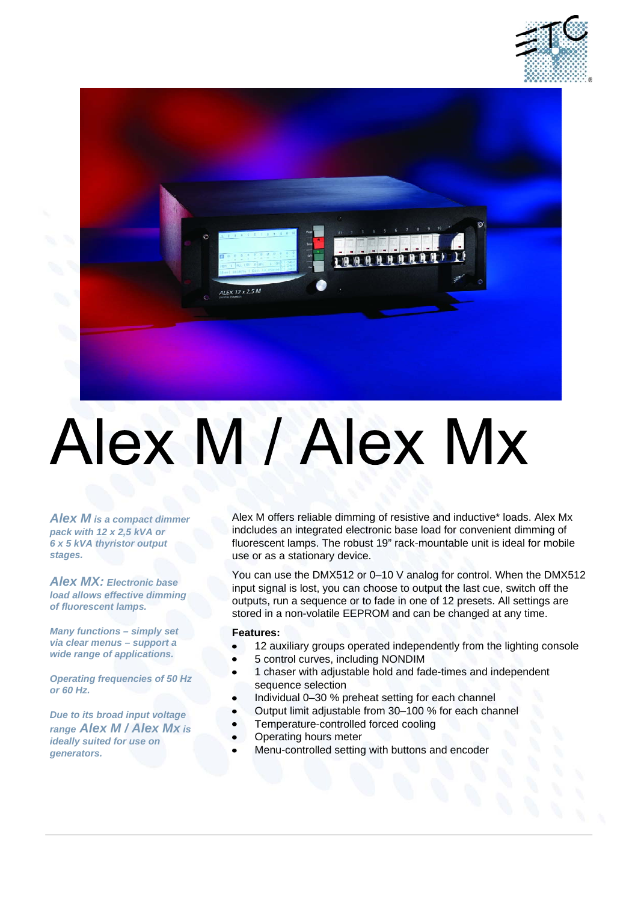# Alex M / Alex Mx

***Alex M** is a compact dimmer pack with 12 x 2,5 kVA or 6 x 5 kVA thyristor output stages.*

***Alex MX:** Electronic base load allows effective dimming of fluorescent lamps.*

*Many functions – simply set via clear menus – support a wide range of applications.*

*Operating frequencies of 50 Hz or 60 Hz.*

*Due to its broad input voltage range **Alex M / Alex Mx** is ideally suited for use on generators.*

Alex M offers reliable dimming of resistive and inductive* loads. Alex Mx indcludes an integrated electronic base load for convenient dimming of fluorescent lamps. The robust 19" rack-mountable unit is ideal for mobile use or as a stationary device.

You can use the DMX512 or 0–10 V analog for control. When the DMX512 input signal is lost, you can choose to output the last cue, switch off the outputs, run a sequence or to fade in one of 12 presets. All settings are stored in a non-volatile EEPROM and can be changed at any time.

**Features:**

- 12 auxiliary groups operated independently from the lighting console
- 5 control curves, including NONDIM
- 1 chaser with adjustable hold and fade-times and independent sequence selection
- Individual 0–30 % preheat setting for each channel
- Output limit adjustable from 30–100 % for each channel
- Temperature-controlled forced cooling
- Operating hours meter
- Menu-controlled setting with buttons and encoder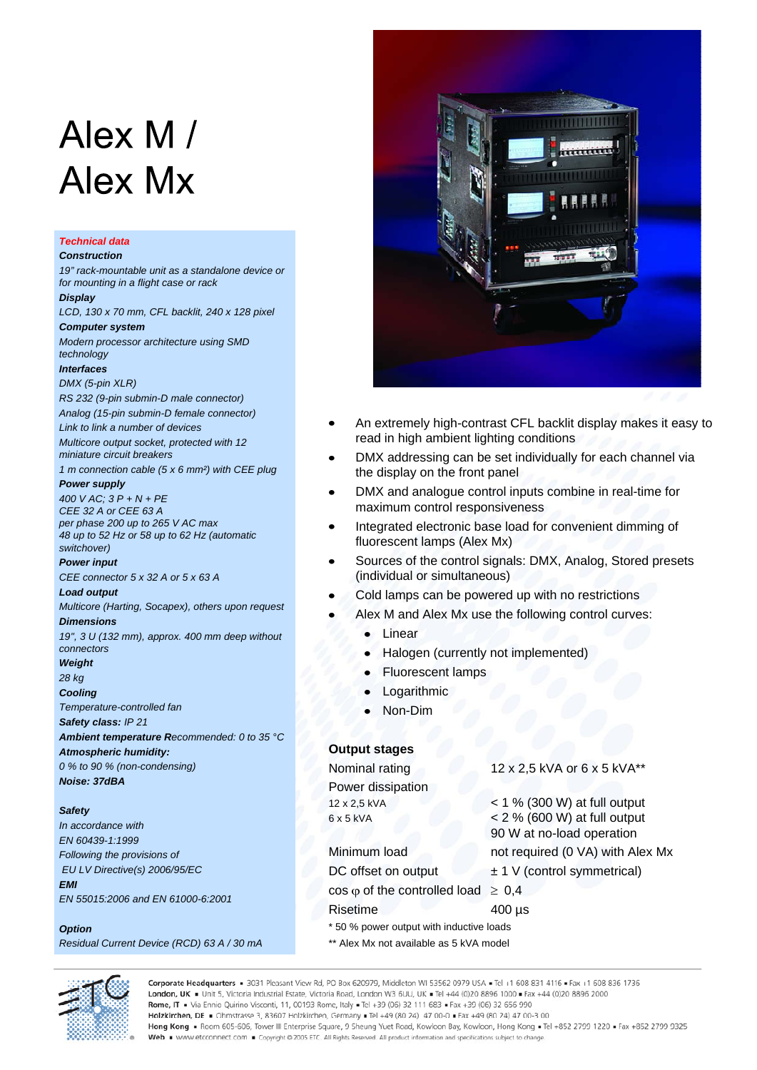# Alex M / Alex Mx

***Technical data***

***Construction***

*19" rack-mountable unit as a standalone device or for mounting in a flight case or rack*

***Display***

*LCD, 130 x 70 mm, CFL backlit, 240 x 128 pixel*

***Computer system***

*Modern processor architecture using SMD technology*

***Interfaces***

*DMX (5-pin XLR)*

*RS 232 (9-pin submin-D male connector)*

*Analog (15-pin submin-D female connector)*

*Link to link a number of devices*

*Multicore output socket, protected with 12 miniature circuit breakers*

*1 m connection cable (5 x 6 mm²) with CEE plug*

***Power supply***

*400 V AC; 3 P + N + PE*
*CEE 32 A or CEE 63 A*
*per phase 200 up to 265 V AC max*
*48 up to 52 Hz or 58 up to 62 Hz (automatic switchover)*

***Power input***

*CEE connector 5 x 32 A or 5 x 63 A*

***Load output***

*Multicore (Harting, Socapex), others upon request*

***Dimensions***

*19", 3 U (132 mm), approx. 400 mm deep without connectors*

***Weight***

*28 kg*

***Cooling***

*Temperature-controlled fan*

***Safety class:*** *IP 21*

***Ambient temperature R****ecommended: 0 to 35 °C*

***Atmospheric humidity:***

*0 % to 90 % (non-condensing)*

***Noise: 37dBA***

***Safety***

*In accordance with*

*EN 60439-1:1999*

*Following the provisions of*

*EU LV Directive(s) 2006/95/EC*

***EMI***

*EN 55015:2006 and EN 61000-6:2001*

***Option***

*Residual Current Device (RCD) 63 A / 30 mA*

- An extremely high-contrast CFL backlit display makes it easy to read in high ambient lighting conditions
- DMX addressing can be set individually for each channel via the display on the front panel
- DMX and analogue control inputs combine in real-time for maximum control responsiveness
- Integrated electronic base load for convenient dimming of fluorescent lamps (Alex Mx)
- Sources of the control signals: DMX, Analog, Stored presets (individual or simultaneous)
- Cold lamps can be powered up with no restrictions
- Alex M and Alex Mx use the following control curves:
  - Linear
  - Halogen (currently not implemented)
  - Fluorescent lamps
  - Logarithmic
  - Non-Dim

**Output stages**

| | |
|---|---|
| Nominal rating | 12 x 2,5 kVA or 6 x 5 kVA** |
| Power dissipation | |
| 12 x 2,5 kVA | < 1 % (300 W) at full output |
| 6 x 5 kVA | < 2 % (600 W) at full output |
| | 90 W at no-load operation |
| Minimum load | not required (0 VA) with Alex Mx |
| DC offset on output | ± 1 V (control symmetrical) |
| cos φ of the controlled load | ≥ 0,4 |
| Risetime | 400 µs |

\* 50 % power output with inductive loads

\** Alex Mx not available as 5 kVA model

**Corporate Headquarters** ▪ 3031 Pleasant View Rd, PO Box 620979, Middleton WI 53562 0979 USA ▪ Tel +1 608 831 4116 ▪ Fax +1 608 836 1736
**London, UK** ▪ Unit 5, Victoria Industrial Estate, Victoria Road, London W3 6UU, UK ▪ Tel +44 (0)20 8896 1000 ▪ Fax +44 (0)20 8896 2000
**Rome, IT** ▪ Via Ennio Quirino Visconti, 11, 00193 Rome, Italy ▪ Tel +39 (06) 32 111 683 ▪ Fax +39 (06) 32 656 990
**Holzkirchen, DE** ▪ Ohmstrasse 3, 83607 Holzkirchen, Germany ▪ Tel +49 (80 24) 47 00-0 ▪ Fax +49 (80 24) 47 00-3 00
**Hong Kong** ▪ Room 605-606, Tower III Enterprise Square, 9 Sheung Yuet Road, Kowloon Bay, Kowloon, Hong Kong ▪ Tel +852 2799 1220 ▪ Fax +852 2799 9325
**Web** ▪ www.etcconnect.com ▪ Copyright © 2005 ETC. All Rights Reserved. All product information and specifications subject to change.